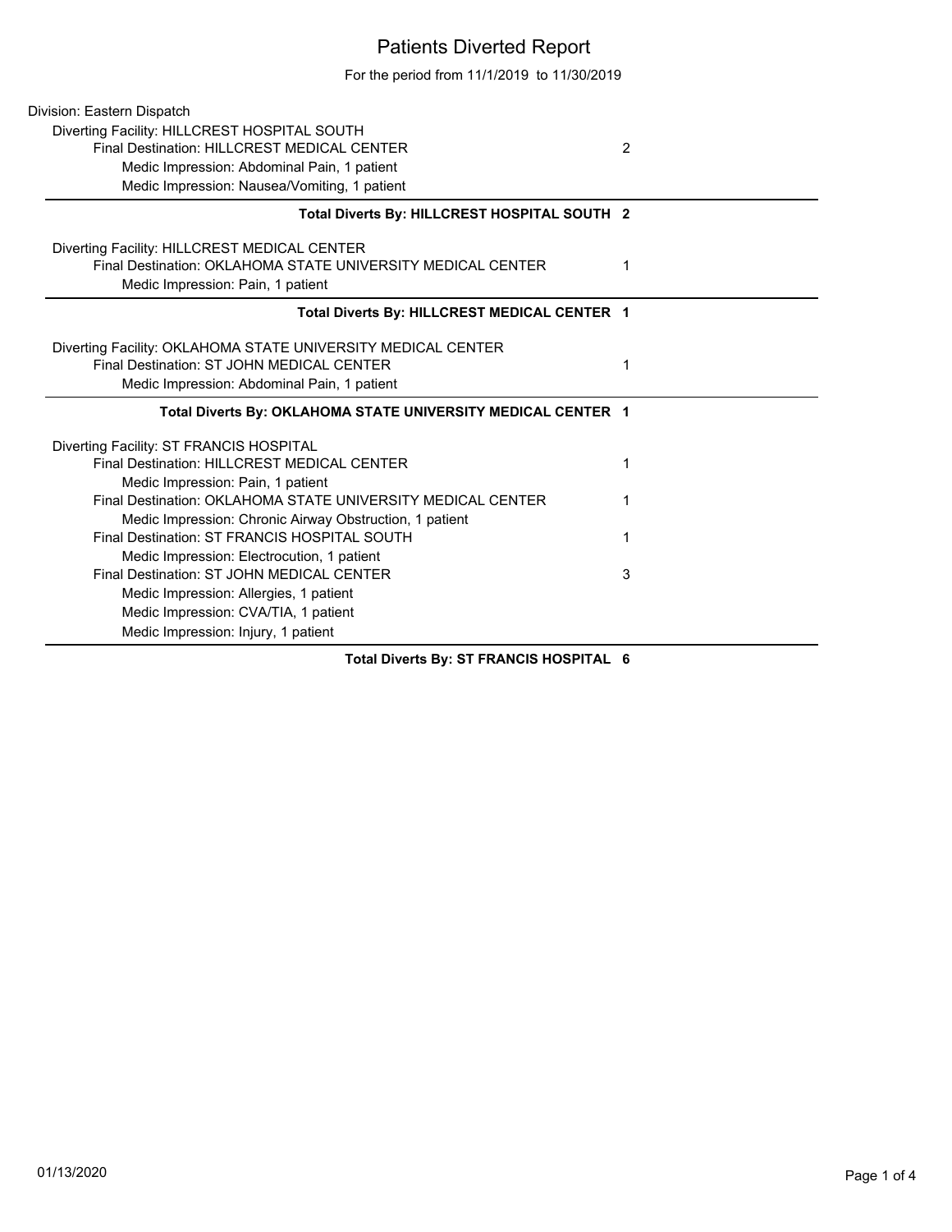# Patients Diverted Report

For the period from 11/1/2019 to 11/30/2019

Division: Eastern Dispatch

Diverting Facility: HILLCREST HOSPITAL SOUTH

| | |
|---|---|
| Final Destination: HILLCREST MEDICAL CENTER | 2 |
| Medic Impression: Abdominal Pain, 1 patient | |
| Medic Impression: Nausea/Vomiting, 1 patient | |

**Total Diverts By: HILLCREST HOSPITAL SOUTH 2**

Diverting Facility: HILLCREST MEDICAL CENTER

| | |
|---|---|
| Final Destination: OKLAHOMA STATE UNIVERSITY MEDICAL CENTER | 1 |
| Medic Impression: Pain, 1 patient | |

**Total Diverts By: HILLCREST MEDICAL CENTER 1**

Diverting Facility: OKLAHOMA STATE UNIVERSITY MEDICAL CENTER

| | |
|---|---|
| Final Destination: ST JOHN MEDICAL CENTER | 1 |
| Medic Impression: Abdominal Pain, 1 patient | |

**Total Diverts By: OKLAHOMA STATE UNIVERSITY MEDICAL CENTER 1**

Diverting Facility: ST FRANCIS HOSPITAL

| | |
|---|---|
| Final Destination: HILLCREST MEDICAL CENTER | 1 |
| Medic Impression: Pain, 1 patient | |
| Final Destination: OKLAHOMA STATE UNIVERSITY MEDICAL CENTER | 1 |
| Medic Impression: Chronic Airway Obstruction, 1 patient | |
| Final Destination: ST FRANCIS HOSPITAL SOUTH | 1 |
| Medic Impression: Electrocution, 1 patient | |
| Final Destination: ST JOHN MEDICAL CENTER | 3 |
| Medic Impression: Allergies, 1 patient | |
| Medic Impression: CVA/TIA, 1 patient | |
| Medic Impression: Injury, 1 patient | |

**Total Diverts By: ST FRANCIS HOSPITAL 6**

01/13/2020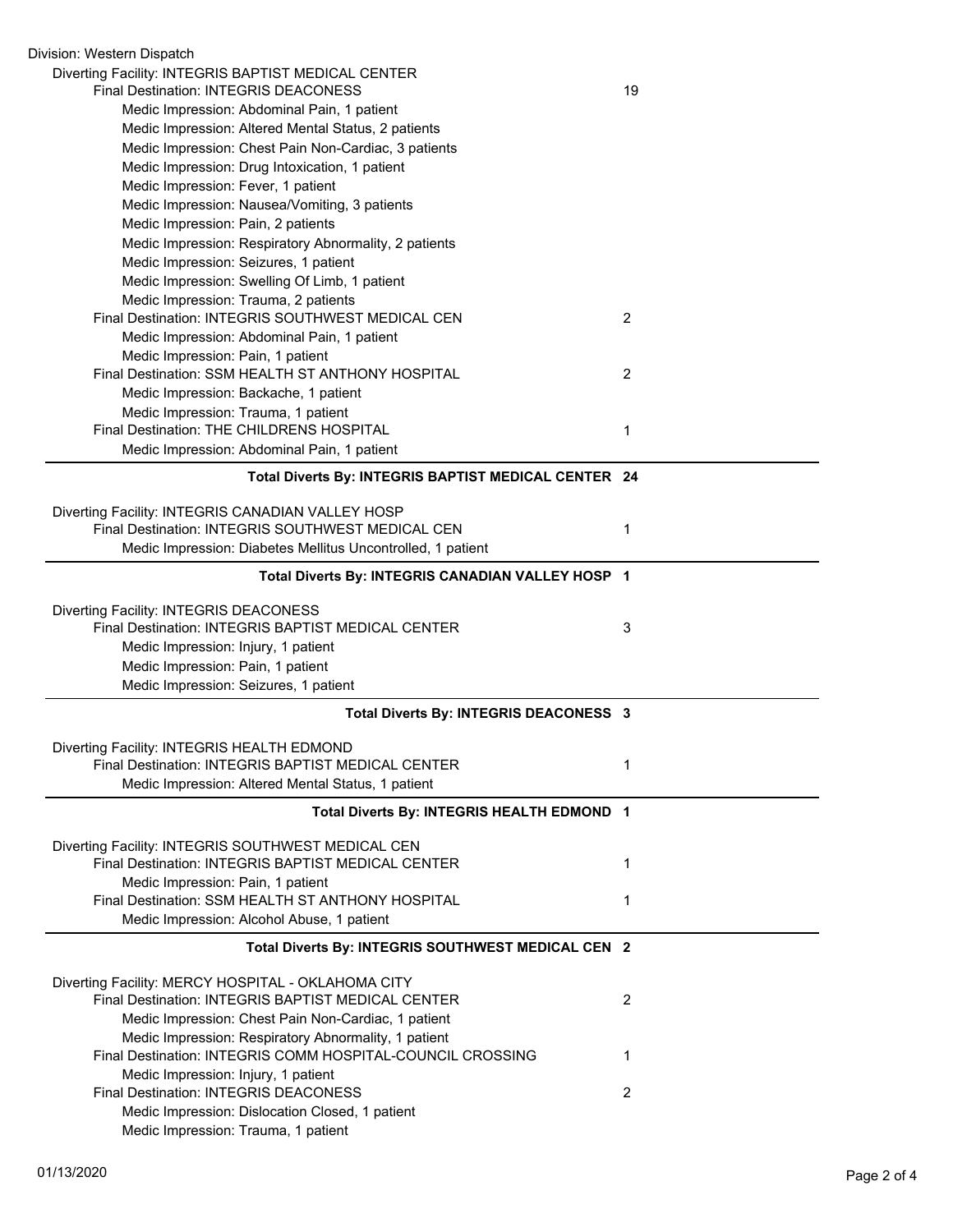Division: Western Dispatch

Diverting Facility: INTEGRIS BAPTIST MEDICAL CENTER

| | |
|---|---|
| Final Destination: INTEGRIS DEACONESS | 19 |
| Medic Impression: Abdominal Pain, 1 patient | |
| Medic Impression: Altered Mental Status, 2 patients | |
| Medic Impression: Chest Pain Non-Cardiac, 3 patients | |
| Medic Impression: Drug Intoxication, 1 patient | |
| Medic Impression: Fever, 1 patient | |
| Medic Impression: Nausea/Vomiting, 3 patients | |
| Medic Impression: Pain, 2 patients | |
| Medic Impression: Respiratory Abnormality, 2 patients | |
| Medic Impression: Seizures, 1 patient | |
| Medic Impression: Swelling Of Limb, 1 patient | |
| Medic Impression: Trauma, 2 patients | |
| Final Destination: INTEGRIS SOUTHWEST MEDICAL CEN | 2 |
| Medic Impression: Abdominal Pain, 1 patient | |
| Medic Impression: Pain, 1 patient | |
| Final Destination: SSM HEALTH ST ANTHONY HOSPITAL | 2 |
| Medic Impression: Backache, 1 patient | |
| Medic Impression: Trauma, 1 patient | |
| Final Destination: THE CHILDRENS HOSPITAL | 1 |
| Medic Impression: Abdominal Pain, 1 patient | |

**Total Diverts By: INTEGRIS BAPTIST MEDICAL CENTER 24**

Diverting Facility: INTEGRIS CANADIAN VALLEY HOSP

| | |
|---|---|
| Final Destination: INTEGRIS SOUTHWEST MEDICAL CEN | 1 |
| Medic Impression: Diabetes Mellitus Uncontrolled, 1 patient | |

**Total Diverts By: INTEGRIS CANADIAN VALLEY HOSP 1**

Diverting Facility: INTEGRIS DEACONESS

| | |
|---|---|
| Final Destination: INTEGRIS BAPTIST MEDICAL CENTER | 3 |
| Medic Impression: Injury, 1 patient | |
| Medic Impression: Pain, 1 patient | |
| Medic Impression: Seizures, 1 patient | |

**Total Diverts By: INTEGRIS DEACONESS 3**

Diverting Facility: INTEGRIS HEALTH EDMOND

| | |
|---|---|
| Final Destination: INTEGRIS BAPTIST MEDICAL CENTER | 1 |
| Medic Impression: Altered Mental Status, 1 patient | |

**Total Diverts By: INTEGRIS HEALTH EDMOND 1**

Diverting Facility: INTEGRIS SOUTHWEST MEDICAL CEN

| | |
|---|---|
| Final Destination: INTEGRIS BAPTIST MEDICAL CENTER | 1 |
| Medic Impression: Pain, 1 patient | |
| Final Destination: SSM HEALTH ST ANTHONY HOSPITAL | 1 |
| Medic Impression: Alcohol Abuse, 1 patient | |

**Total Diverts By: INTEGRIS SOUTHWEST MEDICAL CEN 2**

Diverting Facility: MERCY HOSPITAL - OKLAHOMA CITY

| | |
|---|---|
| Final Destination: INTEGRIS BAPTIST MEDICAL CENTER | 2 |
| Medic Impression: Chest Pain Non-Cardiac, 1 patient | |
| Medic Impression: Respiratory Abnormality, 1 patient | |
| Final Destination: INTEGRIS COMM HOSPITAL-COUNCIL CROSSING | 1 |
| Medic Impression: Injury, 1 patient | |
| Final Destination: INTEGRIS DEACONESS | 2 |
| Medic Impression: Dislocation Closed, 1 patient | |
| Medic Impression: Trauma, 1 patient | |

01/13/2020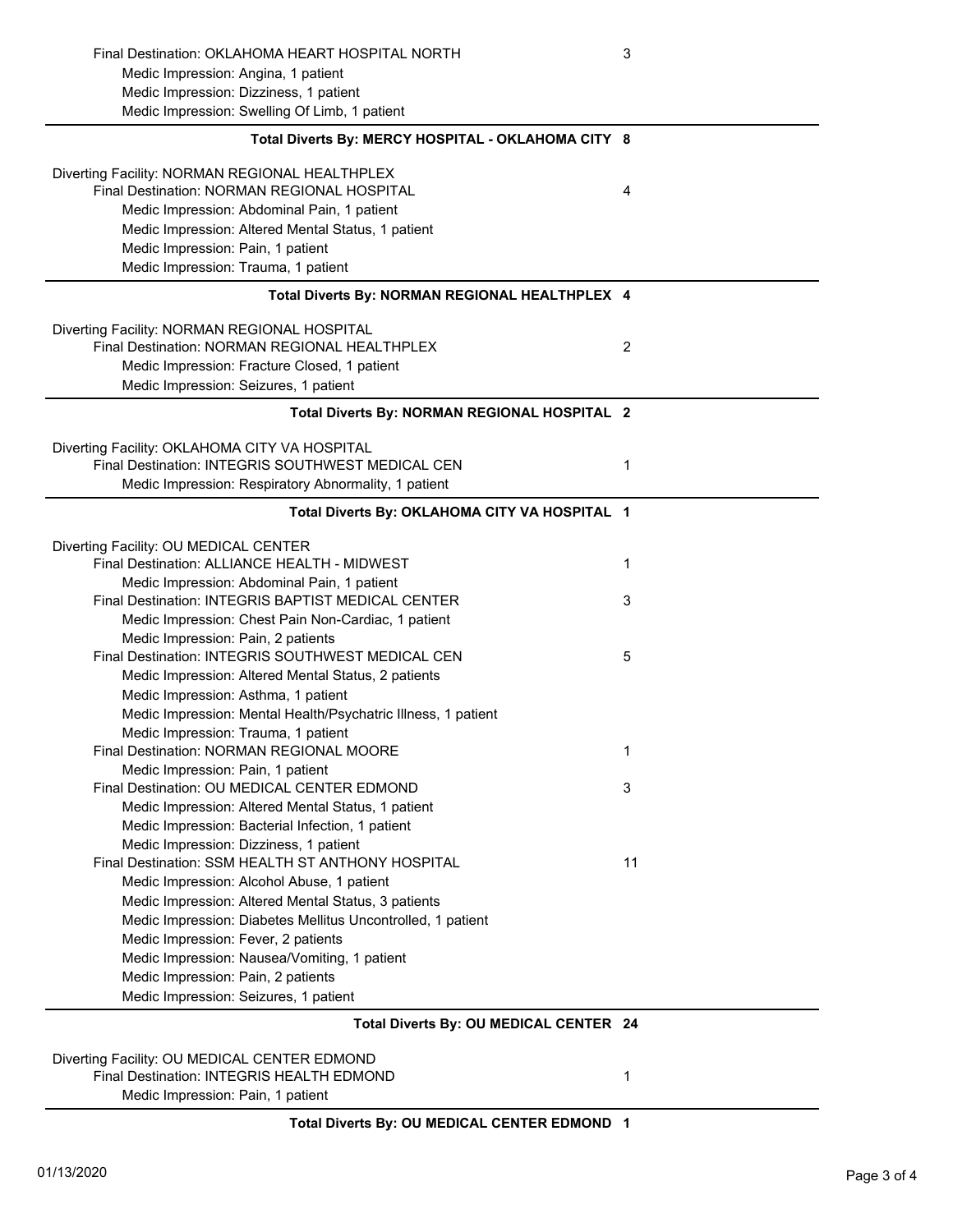Final Destination: OKLAHOMA HEART HOSPITAL NORTH 3
- Medic Impression: Angina, 1 patient
- Medic Impression: Dizziness, 1 patient
- Medic Impression: Swelling Of Limb, 1 patient

**Total Diverts By: MERCY HOSPITAL - OKLAHOMA CITY 8**

---

Diverting Facility: NORMAN REGIONAL HEALTHPLEX

Final Destination: NORMAN REGIONAL HOSPITAL 4
- Medic Impression: Abdominal Pain, 1 patient
- Medic Impression: Altered Mental Status, 1 patient
- Medic Impression: Pain, 1 patient
- Medic Impression: Trauma, 1 patient

**Total Diverts By: NORMAN REGIONAL HEALTHPLEX 4**

---

Diverting Facility: NORMAN REGIONAL HOSPITAL

Final Destination: NORMAN REGIONAL HEALTHPLEX 2
- Medic Impression: Fracture Closed, 1 patient
- Medic Impression: Seizures, 1 patient

**Total Diverts By: NORMAN REGIONAL HOSPITAL 2**

---

Diverting Facility: OKLAHOMA CITY VA HOSPITAL

Final Destination: INTEGRIS SOUTHWEST MEDICAL CEN 1
- Medic Impression: Respiratory Abnormality, 1 patient

**Total Diverts By: OKLAHOMA CITY VA HOSPITAL 1**

---

Diverting Facility: OU MEDICAL CENTER

Final Destination: ALLIANCE HEALTH - MIDWEST 1
- Medic Impression: Abdominal Pain, 1 patient

Final Destination: INTEGRIS BAPTIST MEDICAL CENTER 3
- Medic Impression: Chest Pain Non-Cardiac, 1 patient
- Medic Impression: Pain, 2 patients

Final Destination: INTEGRIS SOUTHWEST MEDICAL CEN 5
- Medic Impression: Altered Mental Status, 2 patients
- Medic Impression: Asthma, 1 patient
- Medic Impression: Mental Health/Psychatric Illness, 1 patient
- Medic Impression: Trauma, 1 patient

Final Destination: NORMAN REGIONAL MOORE 1
- Medic Impression: Pain, 1 patient

Final Destination: OU MEDICAL CENTER EDMOND 3
- Medic Impression: Altered Mental Status, 1 patient
- Medic Impression: Bacterial Infection, 1 patient
- Medic Impression: Dizziness, 1 patient

Final Destination: SSM HEALTH ST ANTHONY HOSPITAL 11
- Medic Impression: Alcohol Abuse, 1 patient
- Medic Impression: Altered Mental Status, 3 patients
- Medic Impression: Diabetes Mellitus Uncontrolled, 1 patient
- Medic Impression: Fever, 2 patients
- Medic Impression: Nausea/Vomiting, 1 patient
- Medic Impression: Pain, 2 patients
- Medic Impression: Seizures, 1 patient

**Total Diverts By: OU MEDICAL CENTER 24**

---

Diverting Facility: OU MEDICAL CENTER EDMOND

Final Destination: INTEGRIS HEALTH EDMOND 1
- Medic Impression: Pain, 1 patient

**Total Diverts By: OU MEDICAL CENTER EDMOND 1**

01/13/2020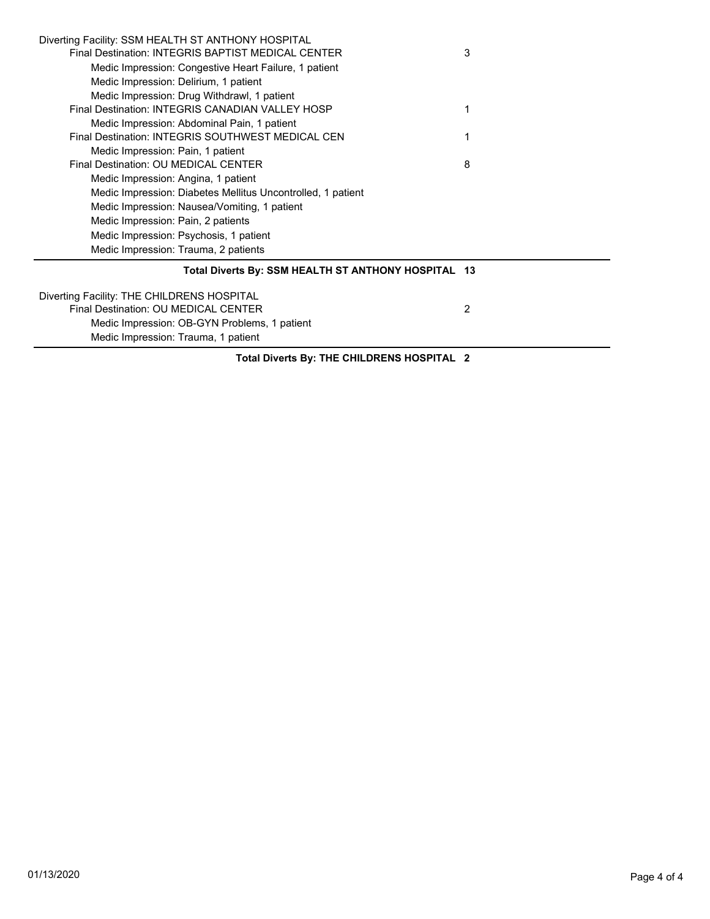Diverting Facility: SSM HEALTH ST ANTHONY HOSPITAL

| | | |
|---|---|---|
| Final Destination: INTEGRIS BAPTIST MEDICAL CENTER | | 3 |
| | Medic Impression: Congestive Heart Failure, 1 patient | |
| | Medic Impression: Delirium, 1 patient | |
| | Medic Impression: Drug Withdrawl, 1 patient | |
| Final Destination: INTEGRIS CANADIAN VALLEY HOSP | | 1 |
| | Medic Impression: Abdominal Pain, 1 patient | |
| Final Destination: INTEGRIS SOUTHWEST MEDICAL CEN | | 1 |
| | Medic Impression: Pain, 1 patient | |
| Final Destination: OU MEDICAL CENTER | | 8 |
| | Medic Impression: Angina, 1 patient | |
| | Medic Impression: Diabetes Mellitus Uncontrolled, 1 patient | |
| | Medic Impression: Nausea/Vomiting, 1 patient | |
| | Medic Impression: Pain, 2 patients | |
| | Medic Impression: Psychosis, 1 patient | |
| | Medic Impression: Trauma, 2 patients | |

**Total Diverts By: SSM HEALTH ST ANTHONY HOSPITAL 13**

Diverting Facility: THE CHILDRENS HOSPITAL

| | | |
|---|---|---|
| Final Destination: OU MEDICAL CENTER | | 2 |
| | Medic Impression: OB-GYN Problems, 1 patient | |
| | Medic Impression: Trauma, 1 patient | |

**Total Diverts By: THE CHILDRENS HOSPITAL 2**

01/13/2020